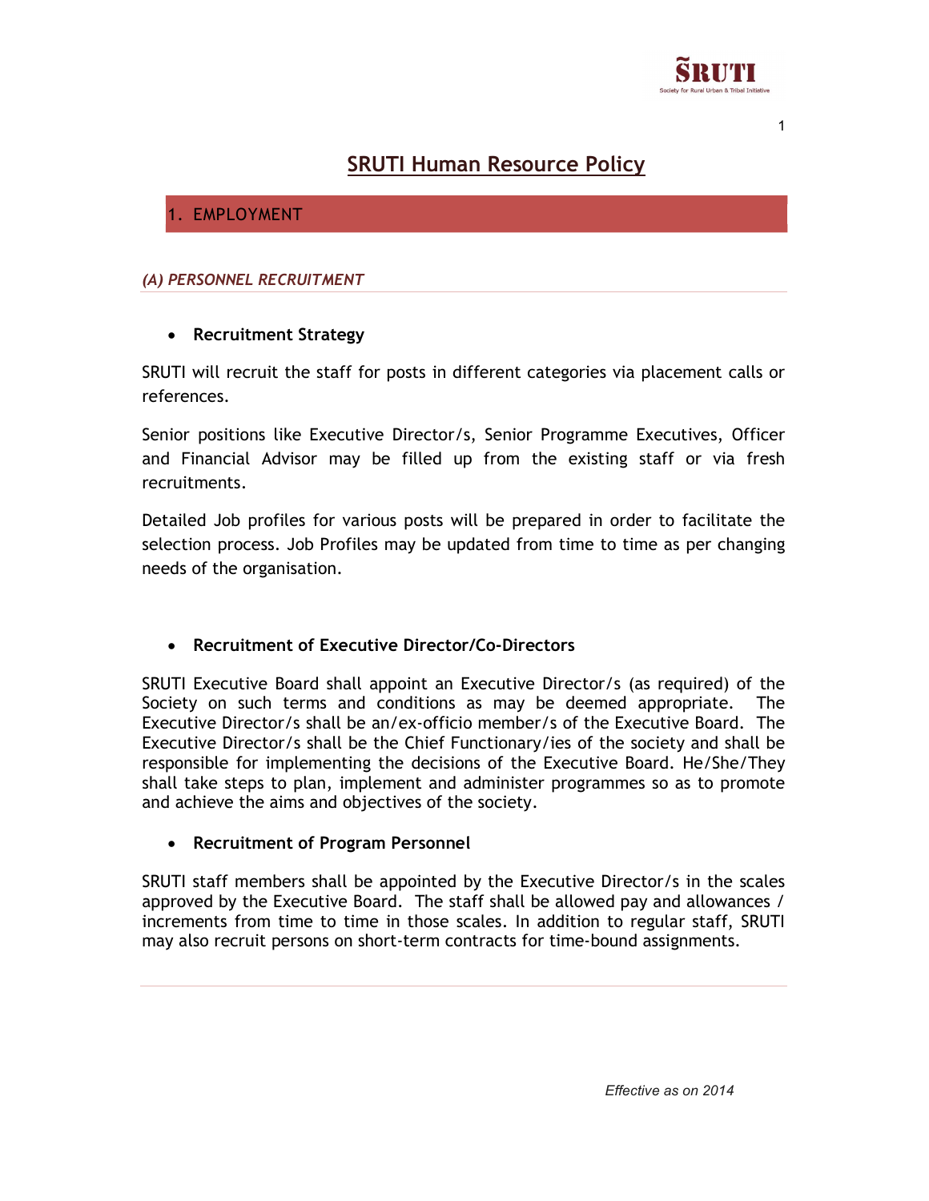# SRUTI Human Resource Policy

## 1. EMPLOYMENT

### *(A) PERSONNEL RECRUITMENT*

- **Recruitment Strategy**

SRUTI will recruit the staff for posts in different categories via placement calls or references.

Senior positions like Executive Director/s, Senior Programme Executives, Officer and Financial Advisor may be filled up from the existing staff or via fresh recruitments.

Detailed Job profiles for various posts will be prepared in order to facilitate the selection process. Job Profiles may be updated from time to time as per changing needs of the organisation.

- **Recruitment of Executive Director/Co-Directors**

SRUTI Executive Board shall appoint an Executive Director/s (as required) of the Society on such terms and conditions as may be deemed appropriate. The Executive Director/s shall be an/ex-officio member/s of the Executive Board. The Executive Director/s shall be the Chief Functionary/ies of the society and shall be responsible for implementing the decisions of the Executive Board. He/She/They shall take steps to plan, implement and administer programmes so as to promote and achieve the aims and objectives of the society.

- **Recruitment of Program Personnel**

SRUTI staff members shall be appointed by the Executive Director/s in the scales approved by the Executive Board. The staff shall be allowed pay and allowances / increments from time to time in those scales. In addition to regular staff, SRUTI may also recruit persons on short-term contracts for time-bound assignments.

*Effective as on 2014*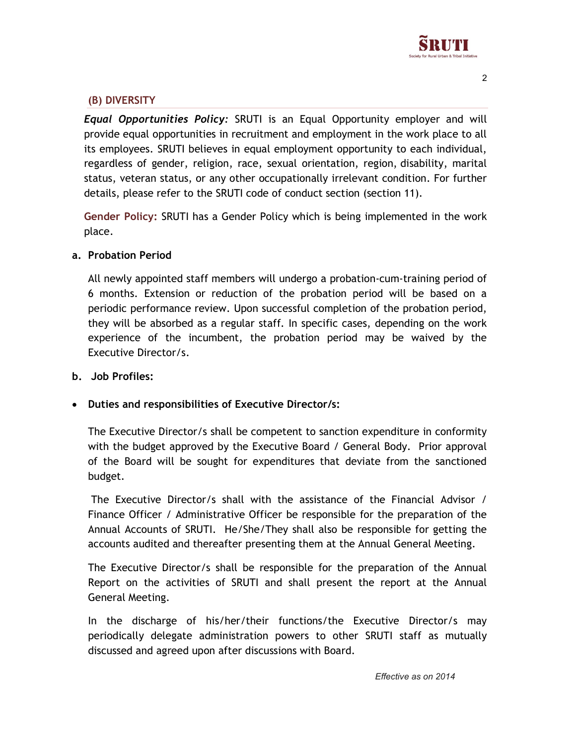## (B) DIVERSITY

***Equal Opportunities Policy:*** SRUTI is an Equal Opportunity employer and will provide equal opportunities in recruitment and employment in the work place to all its employees. SRUTI believes in equal employment opportunity to each individual, regardless of gender, religion, race, sexual orientation, region, disability, marital status, veteran status, or any other occupationally irrelevant condition. For further details, please refer to the SRUTI code of conduct section (section 11).

**Gender Policy:** SRUTI has a Gender Policy which is being implemented in the work place.

**a. Probation Period**

All newly appointed staff members will undergo a probation-cum-training period of 6 months. Extension or reduction of the probation period will be based on a periodic performance review. Upon successful completion of the probation period, they will be absorbed as a regular staff. In specific cases, depending on the work experience of the incumbent, the probation period may be waived by the Executive Director/s.

**b. Job Profiles:**

- **Duties and responsibilities of Executive Director/s:**

The Executive Director/s shall be competent to sanction expenditure in conformity with the budget approved by the Executive Board / General Body. Prior approval of the Board will be sought for expenditures that deviate from the sanctioned budget.

The Executive Director/s shall with the assistance of the Financial Advisor / Finance Officer / Administrative Officer be responsible for the preparation of the Annual Accounts of SRUTI. He/She/They shall also be responsible for getting the accounts audited and thereafter presenting them at the Annual General Meeting.

The Executive Director/s shall be responsible for the preparation of the Annual Report on the activities of SRUTI and shall present the report at the Annual General Meeting.

In the discharge of his/her/their functions/the Executive Director/s may periodically delegate administration powers to other SRUTI staff as mutually discussed and agreed upon after discussions with Board.

*Effective as on 2014*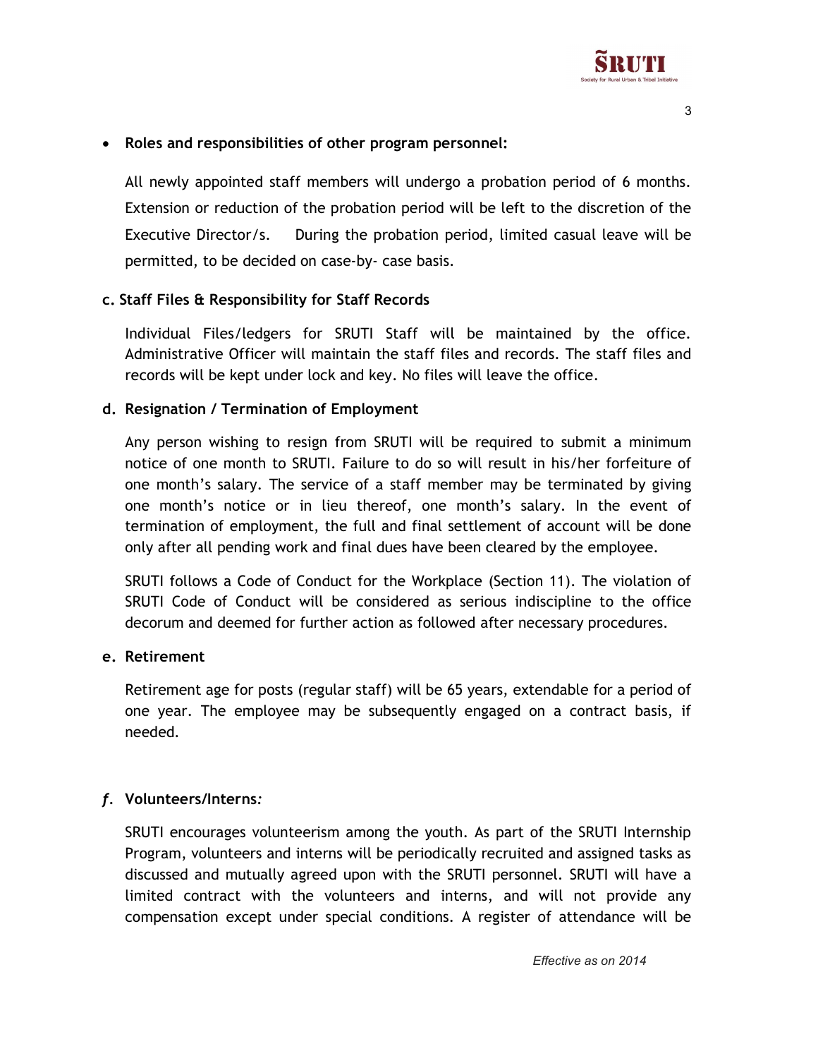- **Roles and responsibilities of other program personnel:**

  All newly appointed staff members will undergo a probation period of 6 months. Extension or reduction of the probation period will be left to the discretion of the Executive Director/s. During the probation period, limited casual leave will be permitted, to be decided on case-by- case basis.

**c. Staff Files & Responsibility for Staff Records**

Individual Files/ledgers for SRUTI Staff will be maintained by the office. Administrative Officer will maintain the staff files and records. The staff files and records will be kept under lock and key. No files will leave the office.

**d. Resignation / Termination of Employment**

Any person wishing to resign from SRUTI will be required to submit a minimum notice of one month to SRUTI. Failure to do so will result in his/her forfeiture of one month's salary. The service of a staff member may be terminated by giving one month's notice or in lieu thereof, one month's salary. In the event of termination of employment, the full and final settlement of account will be done only after all pending work and final dues have been cleared by the employee.

SRUTI follows a Code of Conduct for the Workplace (Section 11). The violation of SRUTI Code of Conduct will be considered as serious indiscipline to the office decorum and deemed for further action as followed after necessary procedures.

**e. Retirement**

Retirement age for posts (regular staff) will be 65 years, extendable for a period of one year. The employee may be subsequently engaged on a contract basis, if needed.

***f.* Volunteers/Interns*:***

SRUTI encourages volunteerism among the youth. As part of the SRUTI Internship Program, volunteers and interns will be periodically recruited and assigned tasks as discussed and mutually agreed upon with the SRUTI personnel. SRUTI will have a limited contract with the volunteers and interns, and will not provide any compensation except under special conditions. A register of attendance will be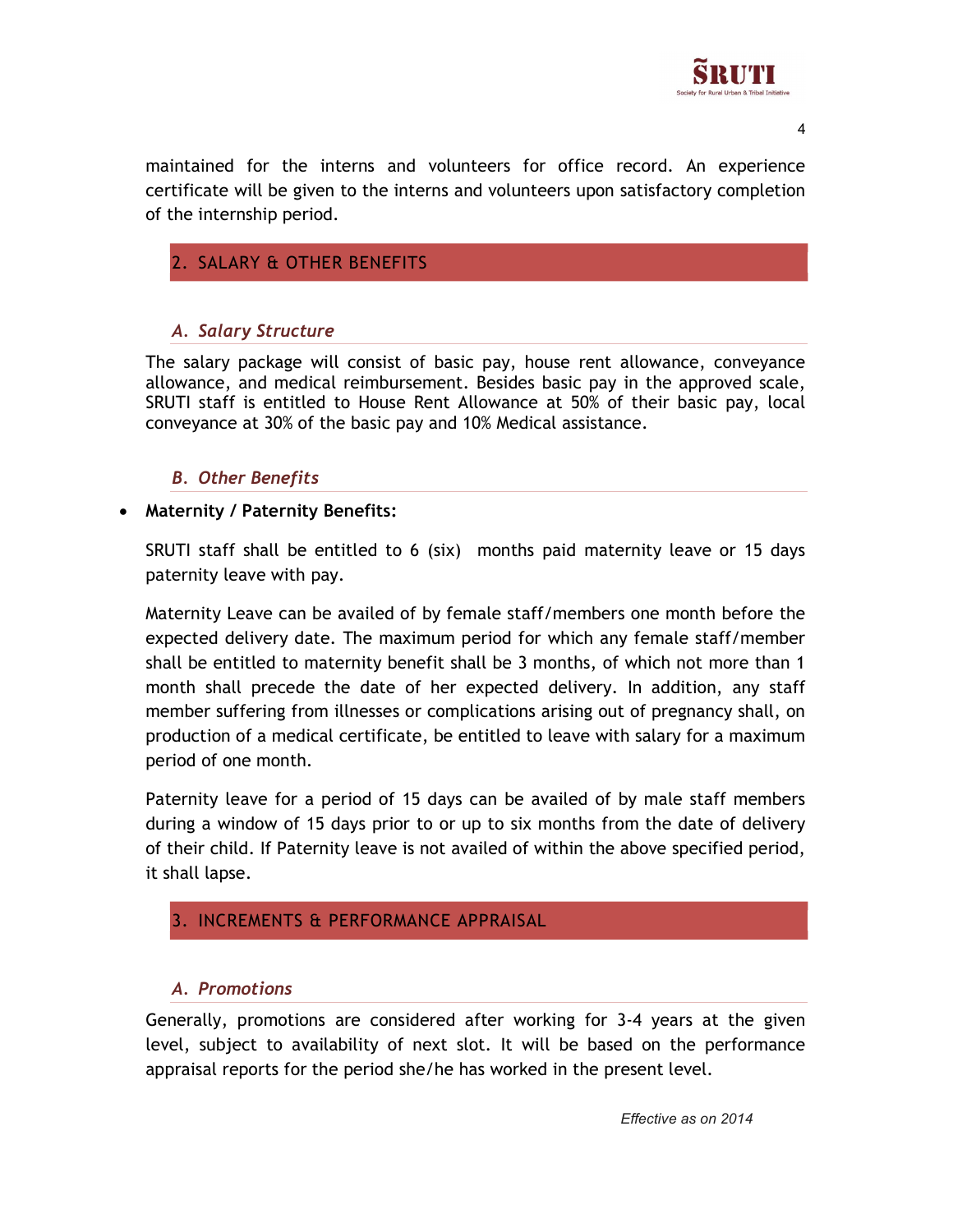maintained for the interns and volunteers for office record. An experience certificate will be given to the interns and volunteers upon satisfactory completion of the internship period.

## 2. SALARY & OTHER BENEFITS

### *A. Salary Structure*

The salary package will consist of basic pay, house rent allowance, conveyance allowance, and medical reimbursement. Besides basic pay in the approved scale, SRUTI staff is entitled to House Rent Allowance at 50% of their basic pay, local conveyance at 30% of the basic pay and 10% Medical assistance.

### *B. Other Benefits*

- **Maternity / Paternity Benefits:**

  SRUTI staff shall be entitled to 6 (six) months paid maternity leave or 15 days paternity leave with pay.

  Maternity Leave can be availed of by female staff/members one month before the expected delivery date. The maximum period for which any female staff/member shall be entitled to maternity benefit shall be 3 months, of which not more than 1 month shall precede the date of her expected delivery. In addition, any staff member suffering from illnesses or complications arising out of pregnancy shall, on production of a medical certificate, be entitled to leave with salary for a maximum period of one month.

  Paternity leave for a period of 15 days can be availed of by male staff members during a window of 15 days prior to or up to six months from the date of delivery of their child. If Paternity leave is not availed of within the above specified period, it shall lapse.

## 3. INCREMENTS & PERFORMANCE APPRAISAL

### *A. Promotions*

Generally, promotions are considered after working for 3-4 years at the given level, subject to availability of next slot. It will be based on the performance appraisal reports for the period she/he has worked in the present level.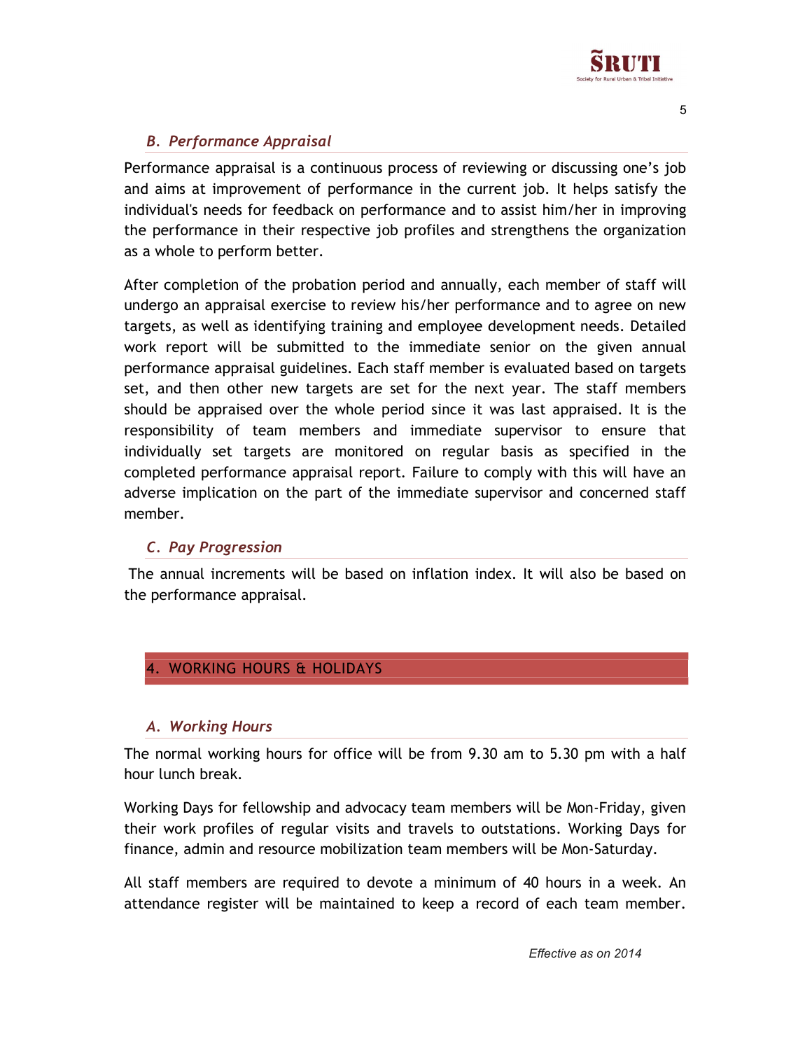### *B. Performance Appraisal*

Performance appraisal is a continuous process of reviewing or discussing one's job and aims at improvement of performance in the current job. It helps satisfy the individual's needs for feedback on performance and to assist him/her in improving the performance in their respective job profiles and strengthens the organization as a whole to perform better.

After completion of the probation period and annually, each member of staff will undergo an appraisal exercise to review his/her performance and to agree on new targets, as well as identifying training and employee development needs. Detailed work report will be submitted to the immediate senior on the given annual performance appraisal guidelines. Each staff member is evaluated based on targets set, and then other new targets are set for the next year. The staff members should be appraised over the whole period since it was last appraised. It is the responsibility of team members and immediate supervisor to ensure that individually set targets are monitored on regular basis as specified in the completed performance appraisal report. Failure to comply with this will have an adverse implication on the part of the immediate supervisor and concerned staff member.

### *C. Pay Progression*

The annual increments will be based on inflation index. It will also be based on the performance appraisal.

## 4. WORKING HOURS & HOLIDAYS

### *A. Working Hours*

The normal working hours for office will be from 9.30 am to 5.30 pm with a half hour lunch break.

Working Days for fellowship and advocacy team members will be Mon-Friday, given their work profiles of regular visits and travels to outstations. Working Days for finance, admin and resource mobilization team members will be Mon-Saturday.

All staff members are required to devote a minimum of 40 hours in a week. An attendance register will be maintained to keep a record of each team member.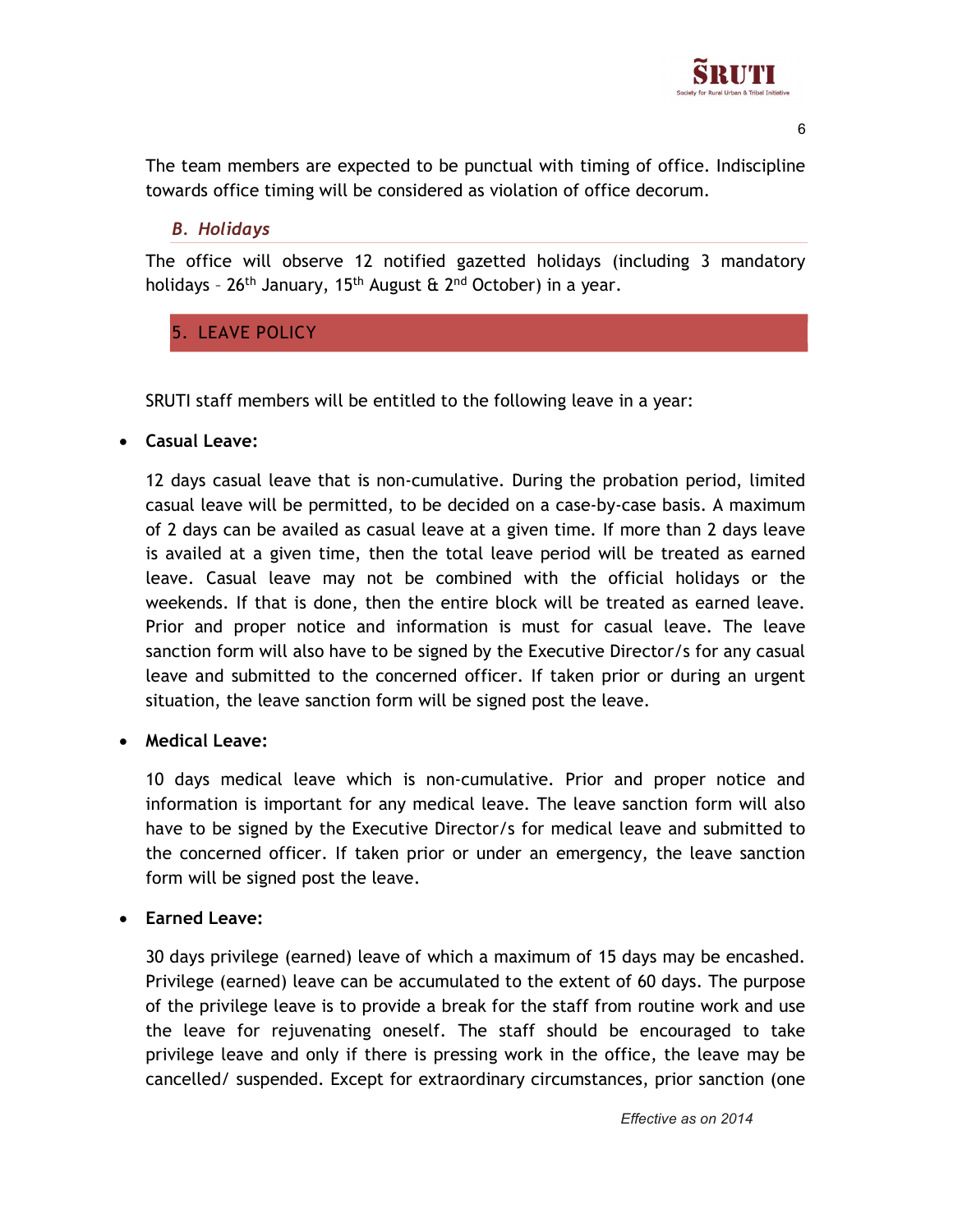The team members are expected to be punctual with timing of office. Indiscipline towards office timing will be considered as violation of office decorum.

### *B. Holidays*

The office will observe 12 notified gazetted holidays (including 3 mandatory holidays – 26th January, 15th August & 2nd October) in a year.

## 5. LEAVE POLICY

SRUTI staff members will be entitled to the following leave in a year:

- **Casual Leave:**

  12 days casual leave that is non-cumulative. During the probation period, limited casual leave will be permitted, to be decided on a case-by-case basis. A maximum of 2 days can be availed as casual leave at a given time. If more than 2 days leave is availed at a given time, then the total leave period will be treated as earned leave. Casual leave may not be combined with the official holidays or the weekends. If that is done, then the entire block will be treated as earned leave. Prior and proper notice and information is must for casual leave. The leave sanction form will also have to be signed by the Executive Director/s for any casual leave and submitted to the concerned officer. If taken prior or during an urgent situation, the leave sanction form will be signed post the leave.

- **Medical Leave:**

  10 days medical leave which is non-cumulative. Prior and proper notice and information is important for any medical leave. The leave sanction form will also have to be signed by the Executive Director/s for medical leave and submitted to the concerned officer. If taken prior or under an emergency, the leave sanction form will be signed post the leave.

- **Earned Leave:**

  30 days privilege (earned) leave of which a maximum of 15 days may be encashed. Privilege (earned) leave can be accumulated to the extent of 60 days. The purpose of the privilege leave is to provide a break for the staff from routine work and use the leave for rejuvenating oneself. The staff should be encouraged to take privilege leave and only if there is pressing work in the office, the leave may be cancelled/ suspended. Except for extraordinary circumstances, prior sanction (one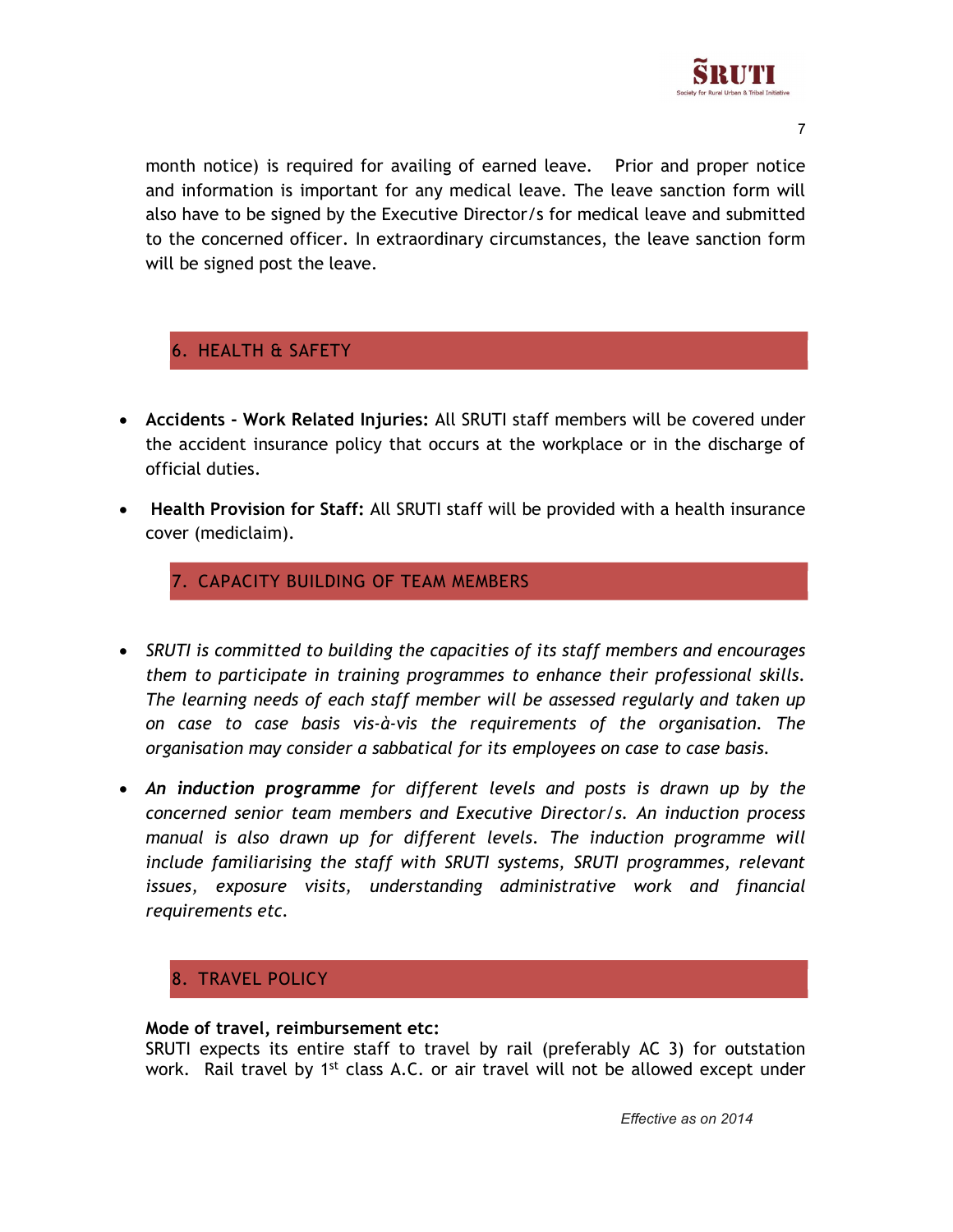month notice) is required for availing of earned leave. Prior and proper notice and information is important for any medical leave. The leave sanction form will also have to be signed by the Executive Director/s for medical leave and submitted to the concerned officer. In extraordinary circumstances, the leave sanction form will be signed post the leave.

## 6. HEALTH & SAFETY

- **Accidents - Work Related Injuries:** All SRUTI staff members will be covered under the accident insurance policy that occurs at the workplace or in the discharge of official duties.
- **Health Provision for Staff:** All SRUTI staff will be provided with a health insurance cover (mediclaim).

## 7. CAPACITY BUILDING OF TEAM MEMBERS

- *SRUTI is committed to building the capacities of its staff members and encourages them to participate in training programmes to enhance their professional skills. The learning needs of each staff member will be assessed regularly and taken up on case to case basis vis-à-vis the requirements of the organisation. The organisation may consider a sabbatical for its employees on case to case basis.*
- ***An induction programme** for different levels and posts is drawn up by the concerned senior team members and Executive Director/s. An induction process manual is also drawn up for different levels. The induction programme will include familiarising the staff with SRUTI systems, SRUTI programmes, relevant issues, exposure visits, understanding administrative work and financial requirements etc.*

## 8. TRAVEL POLICY

**Mode of travel, reimbursement etc:**

SRUTI expects its entire staff to travel by rail (preferably AC 3) for outstation work. Rail travel by 1st class A.C. or air travel will not be allowed except under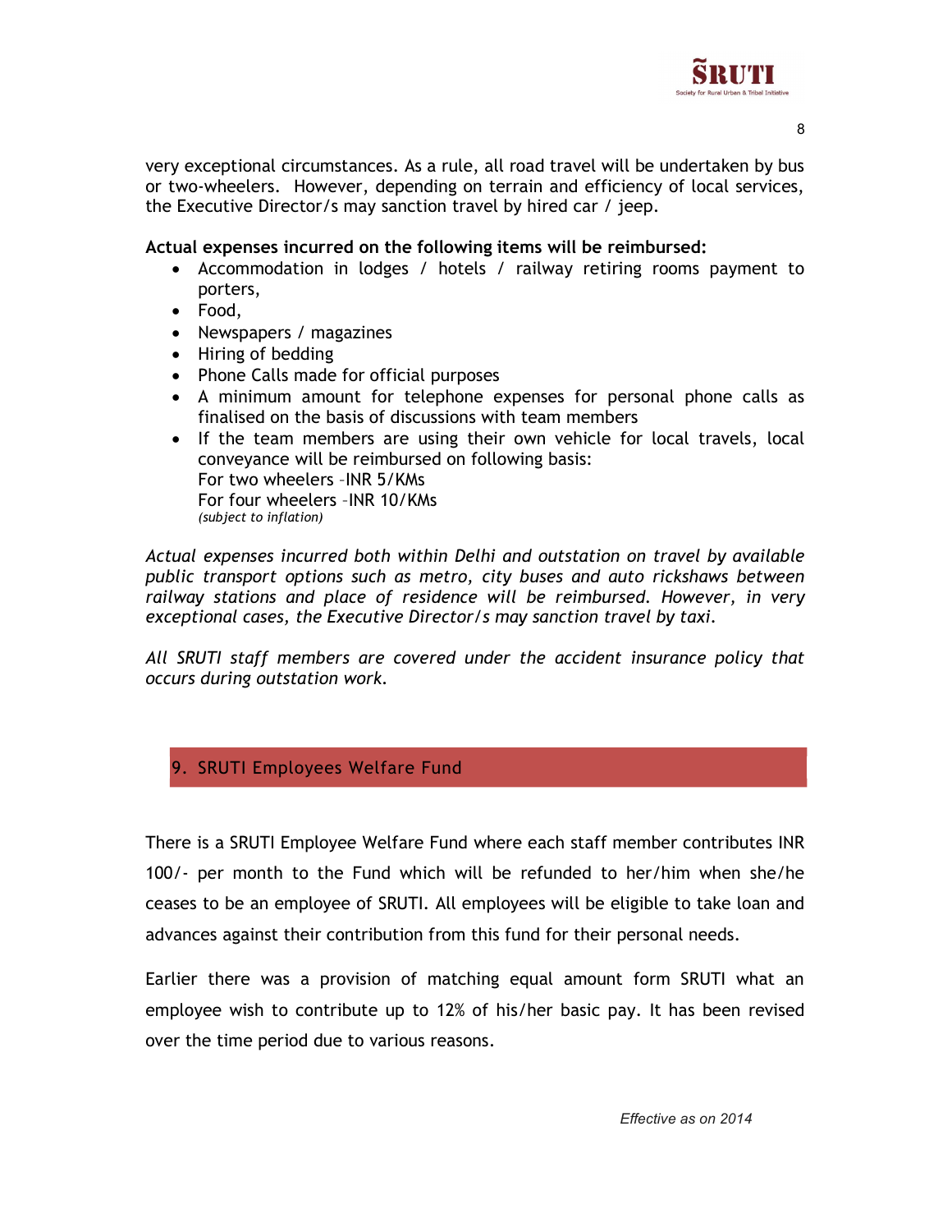very exceptional circumstances. As a rule, all road travel will be undertaken by bus or two-wheelers. However, depending on terrain and efficiency of local services, the Executive Director/s may sanction travel by hired car / jeep.

**Actual expenses incurred on the following items will be reimbursed:**

- Accommodation in lodges / hotels / railway retiring rooms payment to porters,
- Food,
- Newspapers / magazines
- Hiring of bedding
- Phone Calls made for official purposes
- A minimum amount for telephone expenses for personal phone calls as finalised on the basis of discussions with team members
- If the team members are using their own vehicle for local travels, local conveyance will be reimbursed on following basis:  
  For two wheelers –INR 5/KMs  
  For four wheelers –INR 10/KMs  
  *(subject to inflation)*

*Actual expenses incurred both within Delhi and outstation on travel by available public transport options such as metro, city buses and auto rickshaws between railway stations and place of residence will be reimbursed. However, in very exceptional cases, the Executive Director/s may sanction travel by taxi.*

*All SRUTI staff members are covered under the accident insurance policy that occurs during outstation work.*

## 9. SRUTI Employees Welfare Fund

There is a SRUTI Employee Welfare Fund where each staff member contributes INR 100/- per month to the Fund which will be refunded to her/him when she/he ceases to be an employee of SRUTI. All employees will be eligible to take loan and advances against their contribution from this fund for their personal needs.

Earlier there was a provision of matching equal amount form SRUTI what an employee wish to contribute up to 12% of his/her basic pay. It has been revised over the time period due to various reasons.

*Effective as on 2014*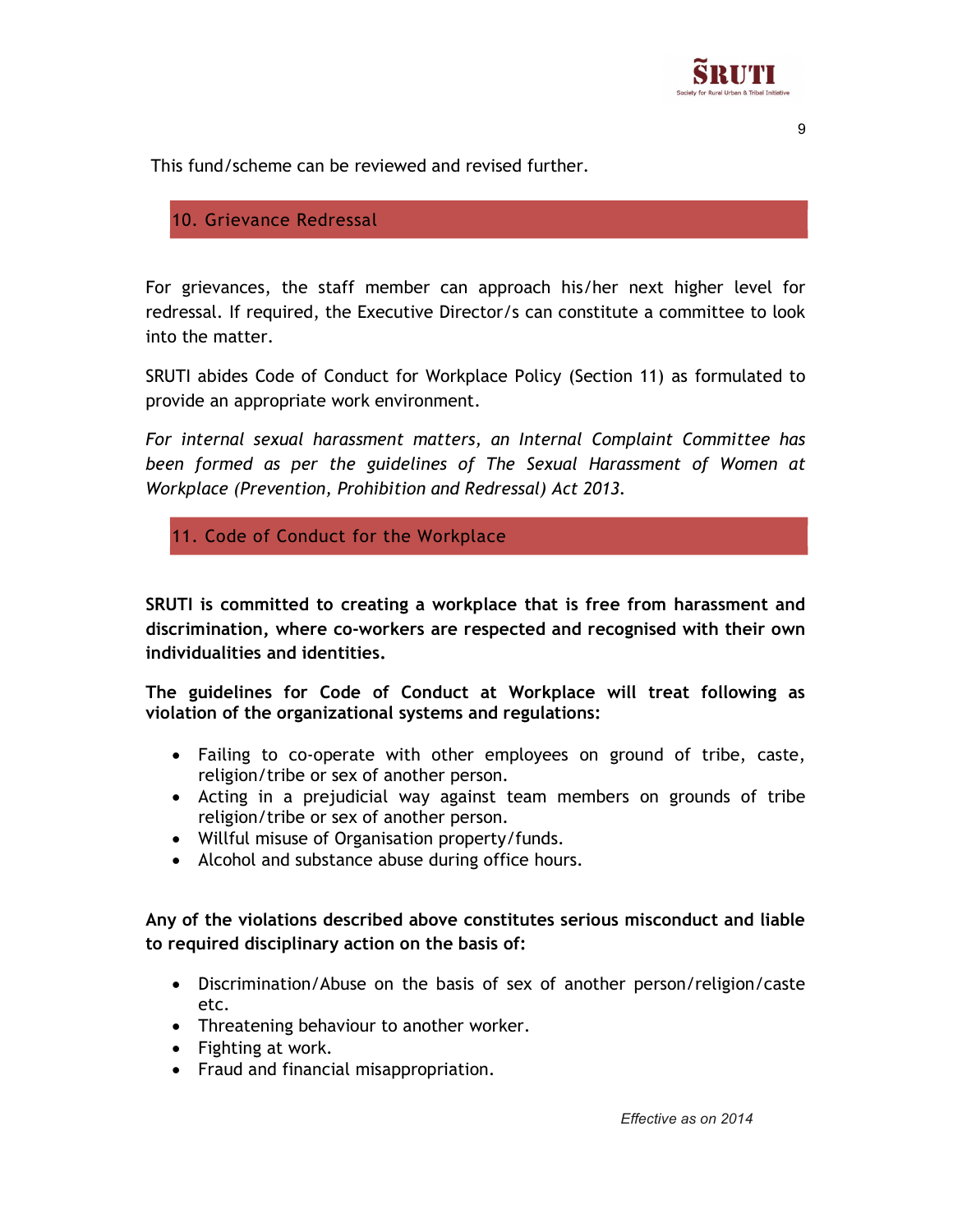This fund/scheme can be reviewed and revised further.

## 10. Grievance Redressal

For grievances, the staff member can approach his/her next higher level for redressal. If required, the Executive Director/s can constitute a committee to look into the matter.

SRUTI abides Code of Conduct for Workplace Policy (Section 11) as formulated to provide an appropriate work environment.

*For internal sexual harassment matters, an Internal Complaint Committee has been formed as per the guidelines of The Sexual Harassment of Women at Workplace (Prevention, Prohibition and Redressal) Act 2013.*

## 11. Code of Conduct for the Workplace

**SRUTI is committed to creating a workplace that is free from harassment and discrimination, where co-workers are respected and recognised with their own individualities and identities.**

**The guidelines for Code of Conduct at Workplace will treat following as violation of the organizational systems and regulations:**

- Failing to co-operate with other employees on ground of tribe, caste, religion/tribe or sex of another person.
- Acting in a prejudicial way against team members on grounds of tribe religion/tribe or sex of another person.
- Willful misuse of Organisation property/funds.
- Alcohol and substance abuse during office hours.

**Any of the violations described above constitutes serious misconduct and liable to required disciplinary action on the basis of:**

- Discrimination/Abuse on the basis of sex of another person/religion/caste etc.
- Threatening behaviour to another worker.
- Fighting at work.
- Fraud and financial misappropriation.

*Effective as on 2014*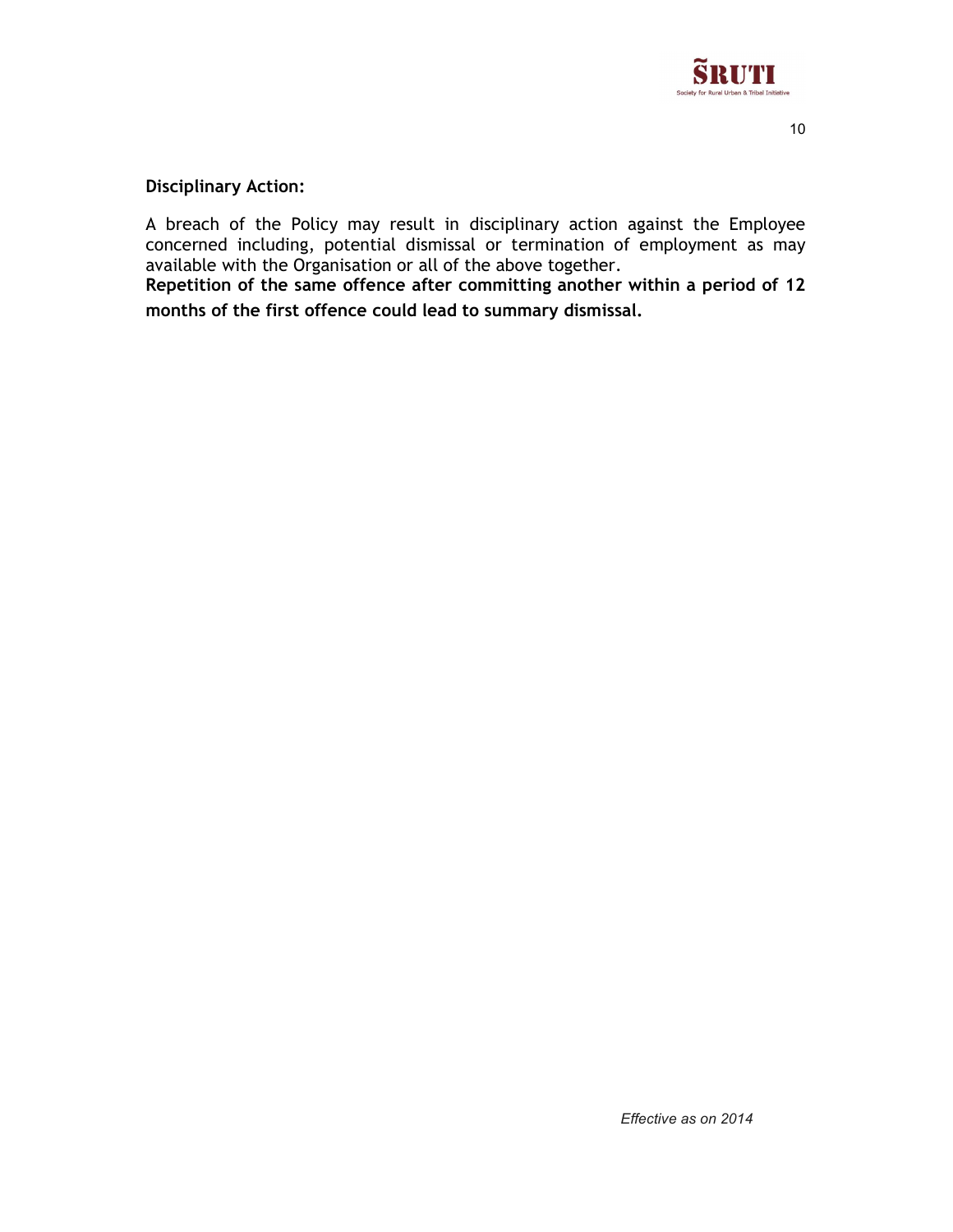**Disciplinary Action:**

A breach of the Policy may result in disciplinary action against the Employee concerned including, potential dismissal or termination of employment as may available with the Organisation or all of the above together.

**Repetition of the same offence after committing another within a period of 12 months of the first offence could lead to summary dismissal.**